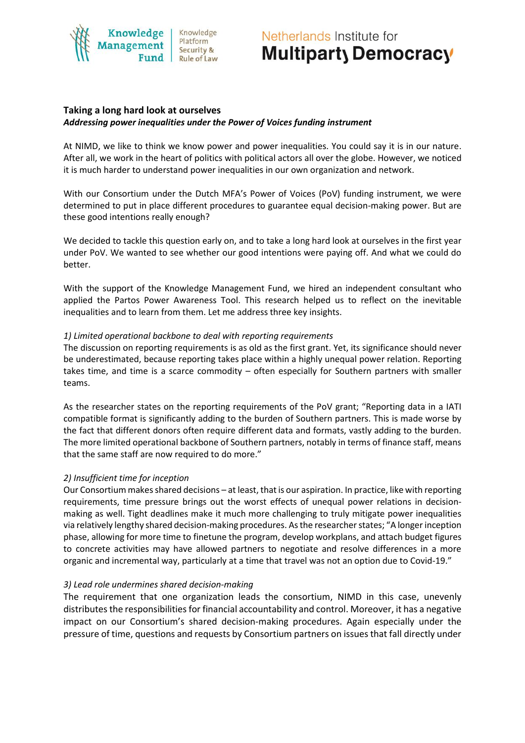Knowledge Management Fund | Knowledge Platform Security & Rule of Law

Netherlands Institute for Multiparty Democracy

**Taking a long hard look at ourselves**

***Addressing power inequalities under the Power of Voices funding instrument***

At NIMD, we like to think we know power and power inequalities. You could say it is in our nature. After all, we work in the heart of politics with political actors all over the globe. However, we noticed it is much harder to understand power inequalities in our own organization and network.

With our Consortium under the Dutch MFA's Power of Voices (PoV) funding instrument, we were determined to put in place different procedures to guarantee equal decision-making power. But are these good intentions really enough?

We decided to tackle this question early on, and to take a long hard look at ourselves in the first year under PoV. We wanted to see whether our good intentions were paying off. And what we could do better.

With the support of the Knowledge Management Fund, we hired an independent consultant who applied the Partos Power Awareness Tool. This research helped us to reflect on the inevitable inequalities and to learn from them. Let me address three key insights.

*1) Limited operational backbone to deal with reporting requirements*

The discussion on reporting requirements is as old as the first grant. Yet, its significance should never be underestimated, because reporting takes place within a highly unequal power relation. Reporting takes time, and time is a scarce commodity – often especially for Southern partners with smaller teams.

As the researcher states on the reporting requirements of the PoV grant; "Reporting data in a IATI compatible format is significantly adding to the burden of Southern partners. This is made worse by the fact that different donors often require different data and formats, vastly adding to the burden. The more limited operational backbone of Southern partners, notably in terms of finance staff, means that the same staff are now required to do more."

*2) Insufficient time for inception*

Our Consortium makes shared decisions – at least, that is our aspiration. In practice, like with reporting requirements, time pressure brings out the worst effects of unequal power relations in decision-making as well. Tight deadlines make it much more challenging to truly mitigate power inequalities via relatively lengthy shared decision-making procedures. As the researcher states; "A longer inception phase, allowing for more time to finetune the program, develop workplans, and attach budget figures to concrete activities may have allowed partners to negotiate and resolve differences in a more organic and incremental way, particularly at a time that travel was not an option due to Covid-19."

*3) Lead role undermines shared decision-making*

The requirement that one organization leads the consortium, NIMD in this case, unevenly distributes the responsibilities for financial accountability and control. Moreover, it has a negative impact on our Consortium's shared decision-making procedures. Again especially under the pressure of time, questions and requests by Consortium partners on issues that fall directly under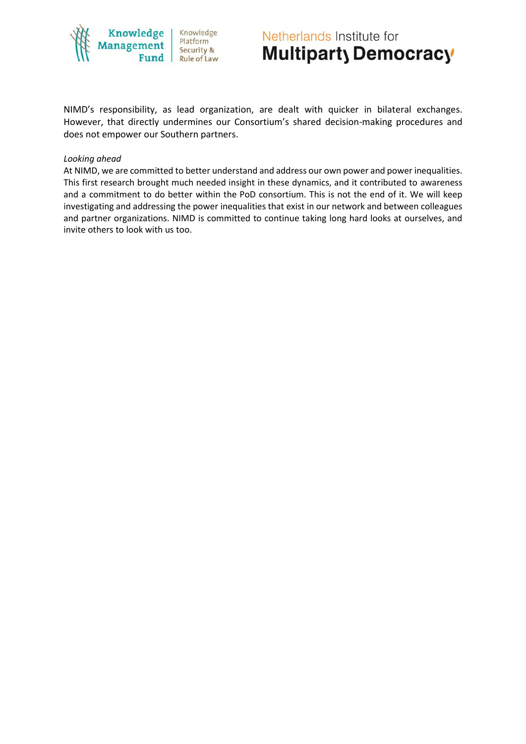NIMD's responsibility, as lead organization, are dealt with quicker in bilateral exchanges. However, that directly undermines our Consortium's shared decision-making procedures and does not empower our Southern partners.

*Looking ahead*

At NIMD, we are committed to better understand and address our own power and power inequalities. This first research brought much needed insight in these dynamics, and it contributed to awareness and a commitment to do better within the PoD consortium. This is not the end of it. We will keep investigating and addressing the power inequalities that exist in our network and between colleagues and partner organizations. NIMD is committed to continue taking long hard looks at ourselves, and invite others to look with us too.